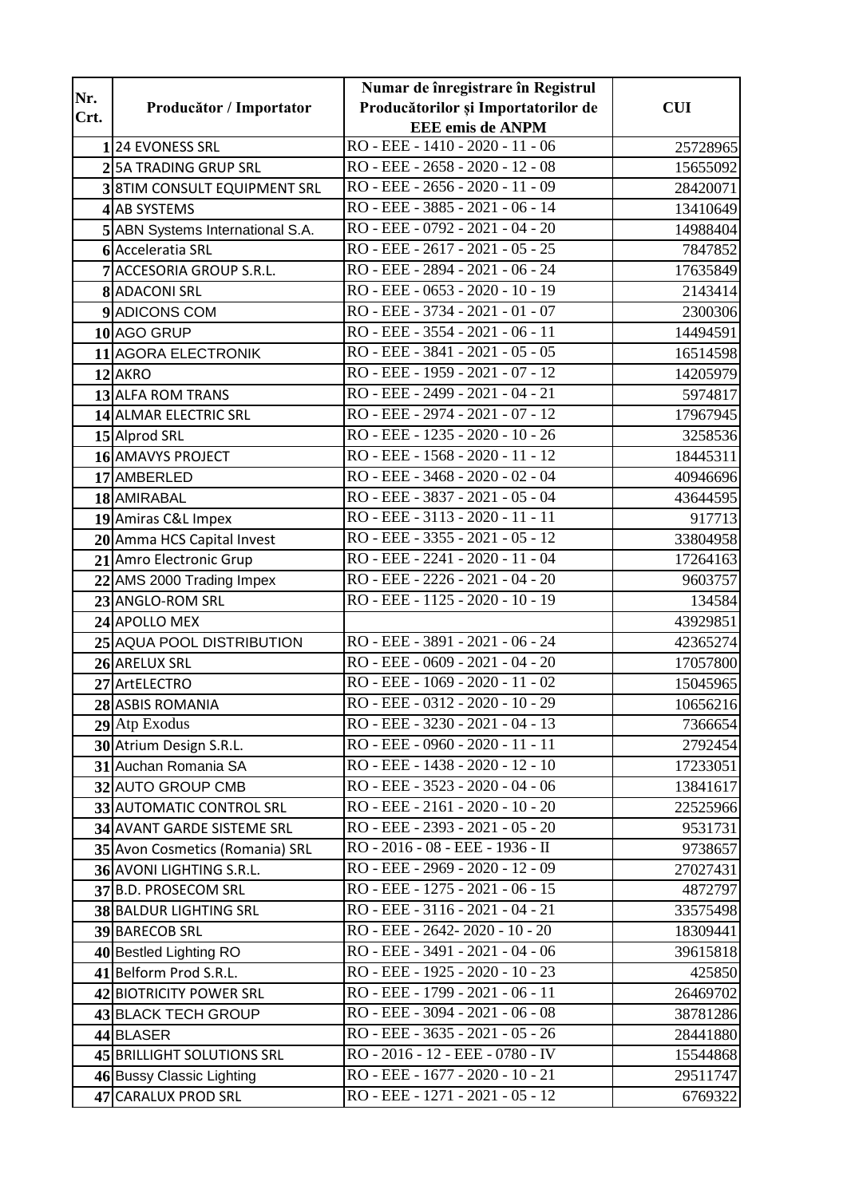| Nr. Crt. | Producător / Importator | Numar de înregistrare în Registrul Producătorilor și Importatorilor de EEE emis de ANPM | CUI |
|---|---|---|---|
| 1 | 24 EVONESS SRL | RO - EEE - 1410 - 2020 - 11 - 06 | 25728965 |
| 2 | 5A TRADING GRUP SRL | RO - EEE - 2658 - 2020 - 12 - 08 | 15655092 |
| 3 | 8TIM CONSULT EQUIPMENT SRL | RO - EEE - 2656 - 2020 - 11 - 09 | 28420071 |
| 4 | AB SYSTEMS | RO - EEE - 3885 - 2021 - 06 - 14 | 13410649 |
| 5 | ABN Systems International S.A. | RO - EEE - 0792 - 2021 - 04 - 20 | 14988404 |
| 6 | Acceleratia SRL | RO - EEE - 2617 - 2021 - 05 - 25 | 7847852 |
| 7 | ACCESORIA GROUP S.R.L. | RO - EEE - 2894 - 2021 - 06 - 24 | 17635849 |
| 8 | ADACONI SRL | RO - EEE - 0653 - 2020 - 10 - 19 | 2143414 |
| 9 | ADICONS COM | RO - EEE - 3734 - 2021 - 01 - 07 | 2300306 |
| 10 | AGO GRUP | RO - EEE - 3554 - 2021 - 06 - 11 | 14494591 |
| 11 | AGORA ELECTRONIK | RO - EEE - 3841 - 2021 - 05 - 05 | 16514598 |
| 12 | AKRO | RO - EEE - 1959 - 2021 - 07 - 12 | 14205979 |
| 13 | ALFA ROM TRANS | RO - EEE - 2499 - 2021 - 04 - 21 | 5974817 |
| 14 | ALMAR ELECTRIC SRL | RO - EEE - 2974 - 2021 - 07 - 12 | 17967945 |
| 15 | Alprod SRL | RO - EEE - 1235 - 2020 - 10 - 26 | 3258536 |
| 16 | AMAVYS PROJECT | RO - EEE - 1568 - 2020 - 11 - 12 | 18445311 |
| 17 | AMBERLED | RO - EEE - 3468 - 2020 - 02 - 04 | 40946696 |
| 18 | AMIRABAL | RO - EEE - 3837 - 2021 - 05 - 04 | 43644595 |
| 19 | Amiras C&L Impex | RO - EEE - 3113 - 2020 - 11 - 11 | 917713 |
| 20 | Amma HCS Capital Invest | RO - EEE - 3355 - 2021 - 05 - 12 | 33804958 |
| 21 | Amro Electronic Grup | RO - EEE - 2241 - 2020 - 11 - 04 | 17264163 |
| 22 | AMS 2000 Trading Impex | RO - EEE - 2226 - 2021 - 04 - 20 | 9603757 |
| 23 | ANGLO-ROM SRL | RO - EEE - 1125 - 2020 - 10 - 19 | 134584 |
| 24 | APOLLO MEX | | 43929851 |
| 25 | AQUA POOL DISTRIBUTION | RO - EEE - 3891 - 2021 - 06 - 24 | 42365274 |
| 26 | ARELUX SRL | RO - EEE - 0609 - 2021 - 04 - 20 | 17057800 |
| 27 | ArtELECTRO | RO - EEE - 1069 - 2020 - 11 - 02 | 15045965 |
| 28 | ASBIS ROMANIA | RO - EEE - 0312 - 2020 - 10 - 29 | 10656216 |
| 29 | Atp Exodus | RO - EEE - 3230 - 2021 - 04 - 13 | 7366654 |
| 30 | Atrium Design S.R.L. | RO - EEE - 0960 - 2020 - 11 - 11 | 2792454 |
| 31 | Auchan Romania SA | RO - EEE - 1438 - 2020 - 12 - 10 | 17233051 |
| 32 | AUTO GROUP CMB | RO - EEE - 3523 - 2020 - 04 - 06 | 13841617 |
| 33 | AUTOMATIC CONTROL SRL | RO - EEE - 2161 - 2020 - 10 - 20 | 22525966 |
| 34 | AVANT GARDE SISTEME SRL | RO - EEE - 2393 - 2021 - 05 - 20 | 9531731 |
| 35 | Avon Cosmetics (Romania) SRL | RO - 2016 - 08 - EEE - 1936 - II | 9738657 |
| 36 | AVONI LIGHTING S.R.L. | RO - EEE - 2969 - 2020 - 12 - 09 | 27027431 |
| 37 | B.D. PROSECOM SRL | RO - EEE - 1275 - 2021 - 06 - 15 | 4872797 |
| 38 | BALDUR LIGHTING SRL | RO - EEE - 3116 - 2021 - 04 - 21 | 33575498 |
| 39 | BARECOB SRL | RO - EEE - 2642- 2020 - 10 - 20 | 18309441 |
| 40 | Bestled Lighting RO | RO - EEE - 3491 - 2021 - 04 - 06 | 39615818 |
| 41 | Belform Prod S.R.L. | RO - EEE - 1925 - 2020 - 10 - 23 | 425850 |
| 42 | BIOTRICITY POWER SRL | RO - EEE - 1799 - 2021 - 06 - 11 | 26469702 |
| 43 | BLACK TECH GROUP | RO - EEE - 3094 - 2021 - 06 - 08 | 38781286 |
| 44 | BLASER | RO - EEE - 3635 - 2021 - 05 - 26 | 28441880 |
| 45 | BRILLIGHT SOLUTIONS SRL | RO - 2016 - 12 - EEE - 0780 - IV | 15544868 |
| 46 | Bussy Classic Lighting | RO - EEE - 1677 - 2020 - 10 - 21 | 29511747 |
| 47 | CARALUX PROD SRL | RO - EEE - 1271 - 2021 - 05 - 12 | 6769322 |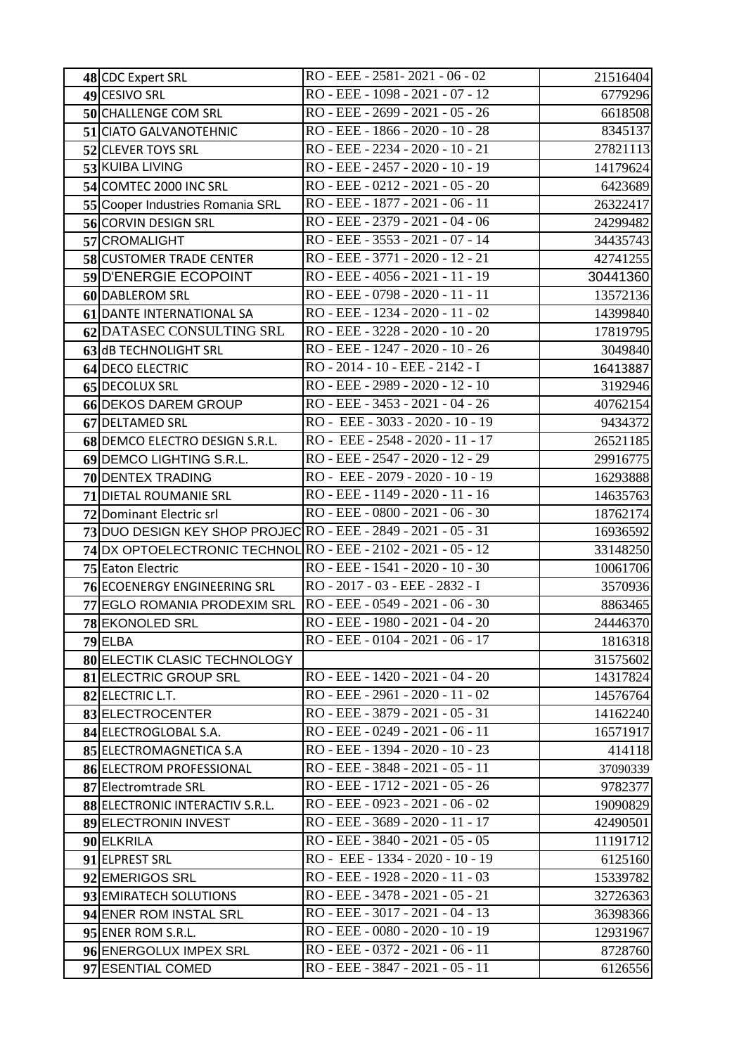| | | | |
|---|---|---|---|
| 48 | CDC Expert SRL | RO - EEE - 2581- 2021 - 06 - 02 | 21516404 |
| 49 | CESIVO SRL | RO - EEE - 1098 - 2021 - 07 - 12 | 6779296 |
| 50 | CHALLENGE COM SRL | RO - EEE - 2699 - 2021 - 05 - 26 | 6618508 |
| 51 | CIATO GALVANOTEHNIC | RO - EEE - 1866 - 2020 - 10 - 28 | 8345137 |
| 52 | CLEVER TOYS SRL | RO - EEE - 2234 - 2020 - 10 - 21 | 27821113 |
| 53 | KUIBA LIVING | RO - EEE - 2457 - 2020 - 10 - 19 | 14179624 |
| 54 | COMTEC 2000 INC SRL | RO - EEE - 0212 - 2021 - 05 - 20 | 6423689 |
| 55 | Cooper Industries Romania SRL | RO - EEE - 1877 - 2021 - 06 - 11 | 26322417 |
| 56 | CORVIN DESIGN SRL | RO - EEE - 2379 - 2021 - 04 - 06 | 24299482 |
| 57 | CROMALIGHT | RO - EEE - 3553 - 2021 - 07 - 14 | 34435743 |
| 58 | CUSTOMER TRADE CENTER | RO - EEE - 3771 - 2020 - 12 - 21 | 42741255 |
| 59 | D'ENERGIE ECOPOINT | RO - EEE - 4056 - 2021 - 11 - 19 | 30441360 |
| 60 | DABLEROM SRL | RO - EEE - 0798 - 2020 - 11 - 11 | 13572136 |
| 61 | DANTE INTERNATIONAL SA | RO - EEE - 1234 - 2020 - 11 - 02 | 14399840 |
| 62 | DATASEC CONSULTING SRL | RO - EEE - 3228 - 2020 - 10 - 20 | 17819795 |
| 63 | dB TECHNOLIGHT SRL | RO - EEE - 1247 - 2020 - 10 - 26 | 3049840 |
| 64 | DECO ELECTRIC | RO - 2014 - 10 - EEE - 2142 - I | 16413887 |
| 65 | DECOLUX SRL | RO - EEE - 2989 - 2020 - 12 - 10 | 3192946 |
| 66 | DEKOS DAREM GROUP | RO - EEE - 3453 - 2021 - 04 - 26 | 40762154 |
| 67 | DELTAMED SRL | RO - EEE - 3033 - 2020 - 10 - 19 | 9434372 |
| 68 | DEMCO ELECTRO DESIGN S.R.L. | RO - EEE - 2548 - 2020 - 11 - 17 | 26521185 |
| 69 | DEMCO LIGHTING S.R.L. | RO - EEE - 2547 - 2020 - 12 - 29 | 29916775 |
| 70 | DENTEX TRADING | RO - EEE - 2079 - 2020 - 10 - 19 | 16293888 |
| 71 | DIETAL ROUMANIE SRL | RO - EEE - 1149 - 2020 - 11 - 16 | 14635763 |
| 72 | Dominant Electric srl | RO - EEE - 0800 - 2021 - 06 - 30 | 18762174 |
| 73 | DUO DESIGN KEY SHOP PROJEC | RO - EEE - 2849 - 2021 - 05 - 31 | 16936592 |
| 74 | DX OPTOELECTRONIC TECHNOL | RO - EEE - 2102 - 2021 - 05 - 12 | 33148250 |
| 75 | Eaton Electric | RO - EEE - 1541 - 2020 - 10 - 30 | 10061706 |
| 76 | ECOENERGY ENGINEERING SRL | RO - 2017 - 03 - EEE - 2832 - I | 3570936 |
| 77 | EGLO ROMANIA PRODEXIM SRL | RO - EEE - 0549 - 2021 - 06 - 30 | 8863465 |
| 78 | EKONOLED SRL | RO - EEE - 1980 - 2021 - 04 - 20 | 24446370 |
| 79 | ELBA | RO - EEE - 0104 - 2021 - 06 - 17 | 1816318 |
| 80 | ELECTIK CLASIC TECHNOLOGY | | 31575602 |
| 81 | ELECTRIC GROUP SRL | RO - EEE - 1420 - 2021 - 04 - 20 | 14317824 |
| 82 | ELECTRIC L.T. | RO - EEE - 2961 - 2020 - 11 - 02 | 14576764 |
| 83 | ELECTROCENTER | RO - EEE - 3879 - 2021 - 05 - 31 | 14162240 |
| 84 | ELECTROGLOBAL S.A. | RO - EEE - 0249 - 2021 - 06 - 11 | 16571917 |
| 85 | ELECTROMAGNETICA S.A | RO - EEE - 1394 - 2020 - 10 - 23 | 414118 |
| 86 | ELECTROM PROFESSIONAL | RO - EEE - 3848 - 2021 - 05 - 11 | 37090339 |
| 87 | Electromtrade SRL | RO - EEE - 1712 - 2021 - 05 - 26 | 9782377 |
| 88 | ELECTRONIC INTERACTIV S.R.L. | RO - EEE - 0923 - 2021 - 06 - 02 | 19090829 |
| 89 | ELECTRONIN INVEST | RO - EEE - 3689 - 2020 - 11 - 17 | 42490501 |
| 90 | ELKRILA | RO - EEE - 3840 - 2021 - 05 - 05 | 11191712 |
| 91 | ELPREST SRL | RO - EEE - 1334 - 2020 - 10 - 19 | 6125160 |
| 92 | EMERIGOS SRL | RO - EEE - 1928 - 2020 - 11 - 03 | 15339782 |
| 93 | EMIRATECH SOLUTIONS | RO - EEE - 3478 - 2021 - 05 - 21 | 32726363 |
| 94 | ENER ROM INSTAL SRL | RO - EEE - 3017 - 2021 - 04 - 13 | 36398366 |
| 95 | ENER ROM S.R.L. | RO - EEE - 0080 - 2020 - 10 - 19 | 12931967 |
| 96 | ENERGOLUX IMPEX SRL | RO - EEE - 0372 - 2021 - 06 - 11 | 8728760 |
| 97 | ESENTIAL COMED | RO - EEE - 3847 - 2021 - 05 - 11 | 6126556 |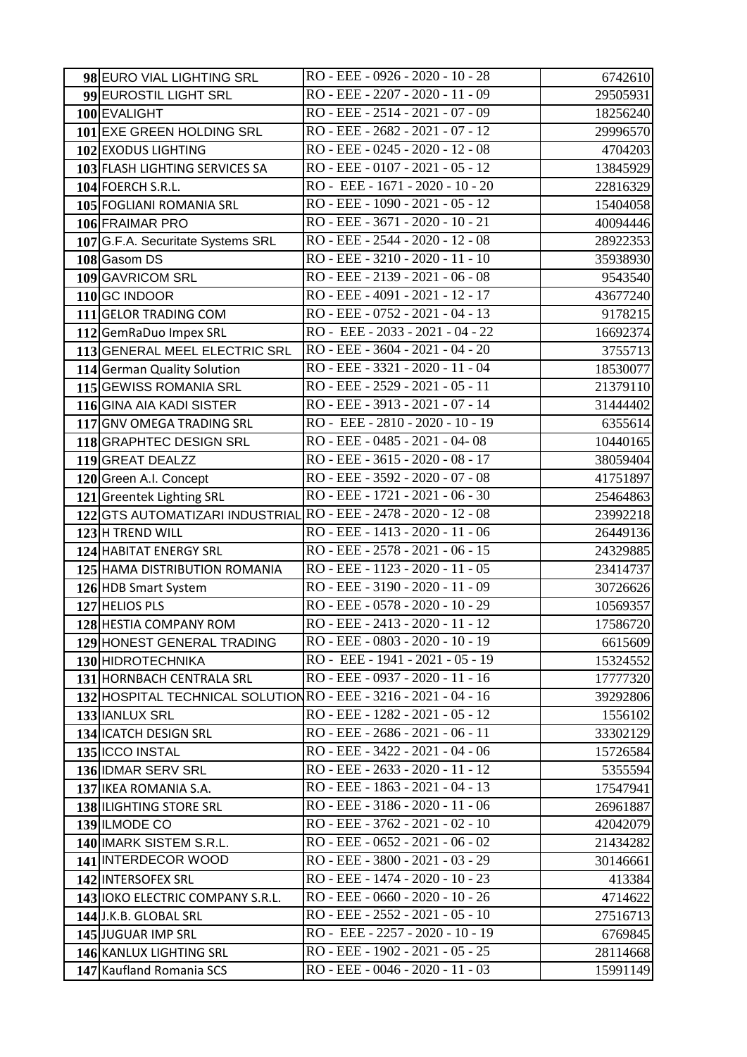| | | | |
|---|---|---|---|
| 98 | EURO VIAL LIGHTING SRL | RO - EEE - 0926 - 2020 - 10 - 28 | 6742610 |
| 99 | EUROSTIL LIGHT SRL | RO - EEE - 2207 - 2020 - 11 - 09 | 29505931 |
| 100 | EVALIGHT | RO - EEE - 2514 - 2021 - 07 - 09 | 18256240 |
| 101 | EXE GREEN HOLDING SRL | RO - EEE - 2682 - 2021 - 07 - 12 | 29996570 |
| 102 | EXODUS LIGHTING | RO - EEE - 0245 - 2020 - 12 - 08 | 4704203 |
| 103 | FLASH LIGHTING SERVICES SA | RO - EEE - 0107 - 2021 - 05 - 12 | 13845929 |
| 104 | FOERCH S.R.L. | RO - EEE - 1671 - 2020 - 10 - 20 | 22816329 |
| 105 | FOGLIANI ROMANIA SRL | RO - EEE - 1090 - 2021 - 05 - 12 | 15404058 |
| 106 | FRAIMAR PRO | RO - EEE - 3671 - 2020 - 10 - 21 | 40094446 |
| 107 | G.F.A. Securitate Systems SRL | RO - EEE - 2544 - 2020 - 12 - 08 | 28922353 |
| 108 | Gasom DS | RO - EEE - 3210 - 2020 - 11 - 10 | 35938930 |
| 109 | GAVRICOM SRL | RO - EEE - 2139 - 2021 - 06 - 08 | 9543540 |
| 110 | GC INDOOR | RO - EEE - 4091 - 2021 - 12 - 17 | 43677240 |
| 111 | GELOR TRADING COM | RO - EEE - 0752 - 2021 - 04 - 13 | 9178215 |
| 112 | GemRaDuo Impex SRL | RO - EEE - 2033 - 2021 - 04 - 22 | 16692374 |
| 113 | GENERAL MEEL ELECTRIC SRL | RO - EEE - 3604 - 2021 - 04 - 20 | 3755713 |
| 114 | German Quality Solution | RO - EEE - 3321 - 2020 - 11 - 04 | 18530077 |
| 115 | GEWISS ROMANIA SRL | RO - EEE - 2529 - 2021 - 05 - 11 | 21379110 |
| 116 | GINA AIA KADI SISTER | RO - EEE - 3913 - 2021 - 07 - 14 | 31444402 |
| 117 | GNV OMEGA TRADING SRL | RO - EEE - 2810 - 2020 - 10 - 19 | 6355614 |
| 118 | GRAPHTEC DESIGN SRL | RO - EEE - 0485 - 2021 - 04- 08 | 10440165 |
| 119 | GREAT DEALZZ | RO - EEE - 3615 - 2020 - 08 - 17 | 38059404 |
| 120 | Green A.I. Concept | RO - EEE - 3592 - 2020 - 07 - 08 | 41751897 |
| 121 | Greentek Lighting SRL | RO - EEE - 1721 - 2021 - 06 - 30 | 25464863 |
| 122 | GTS AUTOMATIZARI INDUSTRIAL | RO - EEE - 2478 - 2020 - 12 - 08 | 23992218 |
| 123 | H TREND WILL | RO - EEE - 1413 - 2020 - 11 - 06 | 26449136 |
| 124 | HABITAT ENERGY SRL | RO - EEE - 2578 - 2021 - 06 - 15 | 24329885 |
| 125 | HAMA DISTRIBUTION ROMANIA | RO - EEE - 1123 - 2020 - 11 - 05 | 23414737 |
| 126 | HDB Smart System | RO - EEE - 3190 - 2020 - 11 - 09 | 30726626 |
| 127 | HELIOS PLS | RO - EEE - 0578 - 2020 - 10 - 29 | 10569357 |
| 128 | HESTIA COMPANY ROM | RO - EEE - 2413 - 2020 - 11 - 12 | 17586720 |
| 129 | HONEST GENERAL TRADING | RO - EEE - 0803 - 2020 - 10 - 19 | 6615609 |
| 130 | HIDROTECHNIKA | RO - EEE - 1941 - 2021 - 05 - 19 | 15324552 |
| 131 | HORNBACH CENTRALA SRL | RO - EEE - 0937 - 2020 - 11 - 16 | 17777320 |
| 132 | HOSPITAL TECHNICAL SOLUTION | RO - EEE - 3216 - 2021 - 04 - 16 | 39292806 |
| 133 | IANLUX SRL | RO - EEE - 1282 - 2021 - 05 - 12 | 1556102 |
| 134 | ICATCH DESIGN SRL | RO - EEE - 2686 - 2021 - 06 - 11 | 33302129 |
| 135 | ICCO INSTAL | RO - EEE - 3422 - 2021 - 04 - 06 | 15726584 |
| 136 | IDMAR SERV SRL | RO - EEE - 2633 - 2020 - 11 - 12 | 5355594 |
| 137 | IKEA ROMANIA S.A. | RO - EEE - 1863 - 2021 - 04 - 13 | 17547941 |
| 138 | ILIGHTING STORE SRL | RO - EEE - 3186 - 2020 - 11 - 06 | 26961887 |
| 139 | ILMODE CO | RO - EEE - 3762 - 2021 - 02 - 10 | 42042079 |
| 140 | IMARK SISTEM S.R.L. | RO - EEE - 0652 - 2021 - 06 - 02 | 21434282 |
| 141 | INTERDECOR WOOD | RO - EEE - 3800 - 2021 - 03 - 29 | 30146661 |
| 142 | INTERSOFEX SRL | RO - EEE - 1474 - 2020 - 10 - 23 | 413384 |
| 143 | IOKO ELECTRIC COMPANY S.R.L. | RO - EEE - 0660 - 2020 - 10 - 26 | 4714622 |
| 144 | J.K.B. GLOBAL SRL | RO - EEE - 2552 - 2021 - 05 - 10 | 27516713 |
| 145 | JUGUAR IMP SRL | RO - EEE - 2257 - 2020 - 10 - 19 | 6769845 |
| 146 | KANLUX LIGHTING SRL | RO - EEE - 1902 - 2021 - 05 - 25 | 28114668 |
| 147 | Kaufland Romania SCS | RO - EEE - 0046 - 2020 - 11 - 03 | 15991149 |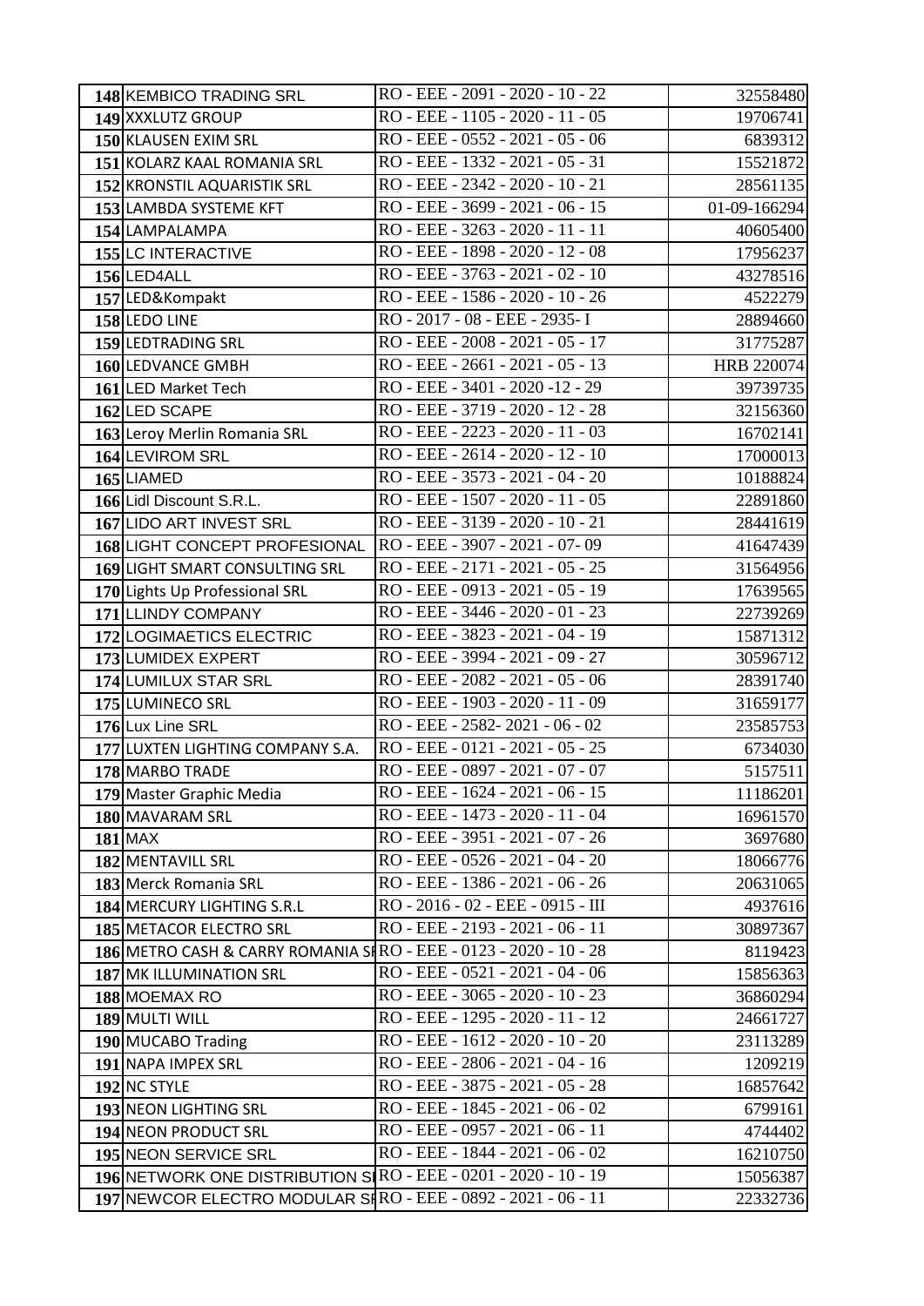| | | | |
|---|---|---|---|
| 148 | KEMBICO TRADING SRL | RO - EEE - 2091 - 2020 - 10 - 22 | 32558480 |
| 149 | XXXLUTZ GROUP | RO - EEE - 1105 - 2020 - 11 - 05 | 19706741 |
| 150 | KLAUSEN EXIM SRL | RO - EEE - 0552 - 2021 - 05 - 06 | 6839312 |
| 151 | KOLARZ KAAL ROMANIA SRL | RO - EEE - 1332 - 2021 - 05 - 31 | 15521872 |
| 152 | KRONSTIL AQUARISTIK SRL | RO - EEE - 2342 - 2020 - 10 - 21 | 28561135 |
| 153 | LAMBDA SYSTEME KFT | RO - EEE - 3699 - 2021 - 06 - 15 | 01-09-166294 |
| 154 | LAMPALAMPA | RO - EEE - 3263 - 2020 - 11 - 11 | 40605400 |
| 155 | LC INTERACTIVE | RO - EEE - 1898 - 2020 - 12 - 08 | 17956237 |
| 156 | LED4ALL | RO - EEE - 3763 - 2021 - 02 - 10 | 43278516 |
| 157 | LED&Kompakt | RO - EEE - 1586 - 2020 - 10 - 26 | 4522279 |
| 158 | LEDO LINE | RO - 2017 - 08 - EEE - 2935- I | 28894660 |
| 159 | LEDTRADING SRL | RO - EEE - 2008 - 2021 - 05 - 17 | 31775287 |
| 160 | LEDVANCE GMBH | RO - EEE - 2661 - 2021 - 05 - 13 | HRB 220074 |
| 161 | LED Market Tech | RO - EEE - 3401 - 2020 -12 - 29 | 39739735 |
| 162 | LED SCAPE | RO - EEE - 3719 - 2020 - 12 - 28 | 32156360 |
| 163 | Leroy Merlin Romania SRL | RO - EEE - 2223 - 2020 - 11 - 03 | 16702141 |
| 164 | LEVIROM SRL | RO - EEE - 2614 - 2020 - 12 - 10 | 17000013 |
| 165 | LIAMED | RO - EEE - 3573 - 2021 - 04 - 20 | 10188824 |
| 166 | Lidl Discount S.R.L. | RO - EEE - 1507 - 2020 - 11 - 05 | 22891860 |
| 167 | LIDO ART INVEST SRL | RO - EEE - 3139 - 2020 - 10 - 21 | 28441619 |
| 168 | LIGHT CONCEPT PROFESIONAL | RO - EEE - 3907 - 2021 - 07- 09 | 41647439 |
| 169 | LIGHT SMART CONSULTING SRL | RO - EEE - 2171 - 2021 - 05 - 25 | 31564956 |
| 170 | Lights Up Professional SRL | RO - EEE - 0913 - 2021 - 05 - 19 | 17639565 |
| 171 | LLINDY COMPANY | RO - EEE - 3446 - 2020 - 01 - 23 | 22739269 |
| 172 | LOGIMAETICS ELECTRIC | RO - EEE - 3823 - 2021 - 04 - 19 | 15871312 |
| 173 | LUMIDEX EXPERT | RO - EEE - 3994 - 2021 - 09 - 27 | 30596712 |
| 174 | LUMILUX STAR SRL | RO - EEE - 2082 - 2021 - 05 - 06 | 28391740 |
| 175 | LUMINECO SRL | RO - EEE - 1903 - 2020 - 11 - 09 | 31659177 |
| 176 | Lux Line SRL | RO - EEE - 2582- 2021 - 06 - 02 | 23585753 |
| 177 | LUXTEN LIGHTING COMPANY S.A. | RO - EEE - 0121 - 2021 - 05 - 25 | 6734030 |
| 178 | MARBO TRADE | RO - EEE - 0897 - 2021 - 07 - 07 | 5157511 |
| 179 | Master Graphic Media | RO - EEE - 1624 - 2021 - 06 - 15 | 11186201 |
| 180 | MAVARAM SRL | RO - EEE - 1473 - 2020 - 11 - 04 | 16961570 |
| 181 | MAX | RO - EEE - 3951 - 2021 - 07 - 26 | 3697680 |
| 182 | MENTAVILL SRL | RO - EEE - 0526 - 2021 - 04 - 20 | 18066776 |
| 183 | Merck Romania SRL | RO - EEE - 1386 - 2021 - 06 - 26 | 20631065 |
| 184 | MERCURY LIGHTING S.R.L | RO - 2016 - 02 - EEE - 0915 - III | 4937616 |
| 185 | METACOR ELECTRO SRL | RO - EEE - 2193 - 2021 - 06 - 11 | 30897367 |
| 186 | METRO CASH & CARRY ROMANIA SR | RO - EEE - 0123 - 2020 - 10 - 28 | 8119423 |
| 187 | MK ILLUMINATION SRL | RO - EEE - 0521 - 2021 - 04 - 06 | 15856363 |
| 188 | MOEMAX RO | RO - EEE - 3065 - 2020 - 10 - 23 | 36860294 |
| 189 | MULTI WILL | RO - EEE - 1295 - 2020 - 11 - 12 | 24661727 |
| 190 | MUCABO Trading | RO - EEE - 1612 - 2020 - 10 - 20 | 23113289 |
| 191 | NAPA IMPEX SRL | RO - EEE - 2806 - 2021 - 04 - 16 | 1209219 |
| 192 | NC STYLE | RO - EEE - 3875 - 2021 - 05 - 28 | 16857642 |
| 193 | NEON LIGHTING SRL | RO - EEE - 1845 - 2021 - 06 - 02 | 6799161 |
| 194 | NEON PRODUCT SRL | RO - EEE - 0957 - 2021 - 06 - 11 | 4744402 |
| 195 | NEON SERVICE SRL | RO - EEE - 1844 - 2021 - 06 - 02 | 16210750 |
| 196 | NETWORK ONE DISTRIBUTION SR | RO - EEE - 0201 - 2020 - 10 - 19 | 15056387 |
| 197 | NEWCOR ELECTRO MODULAR SR | RO - EEE - 0892 - 2021 - 06 - 11 | 22332736 |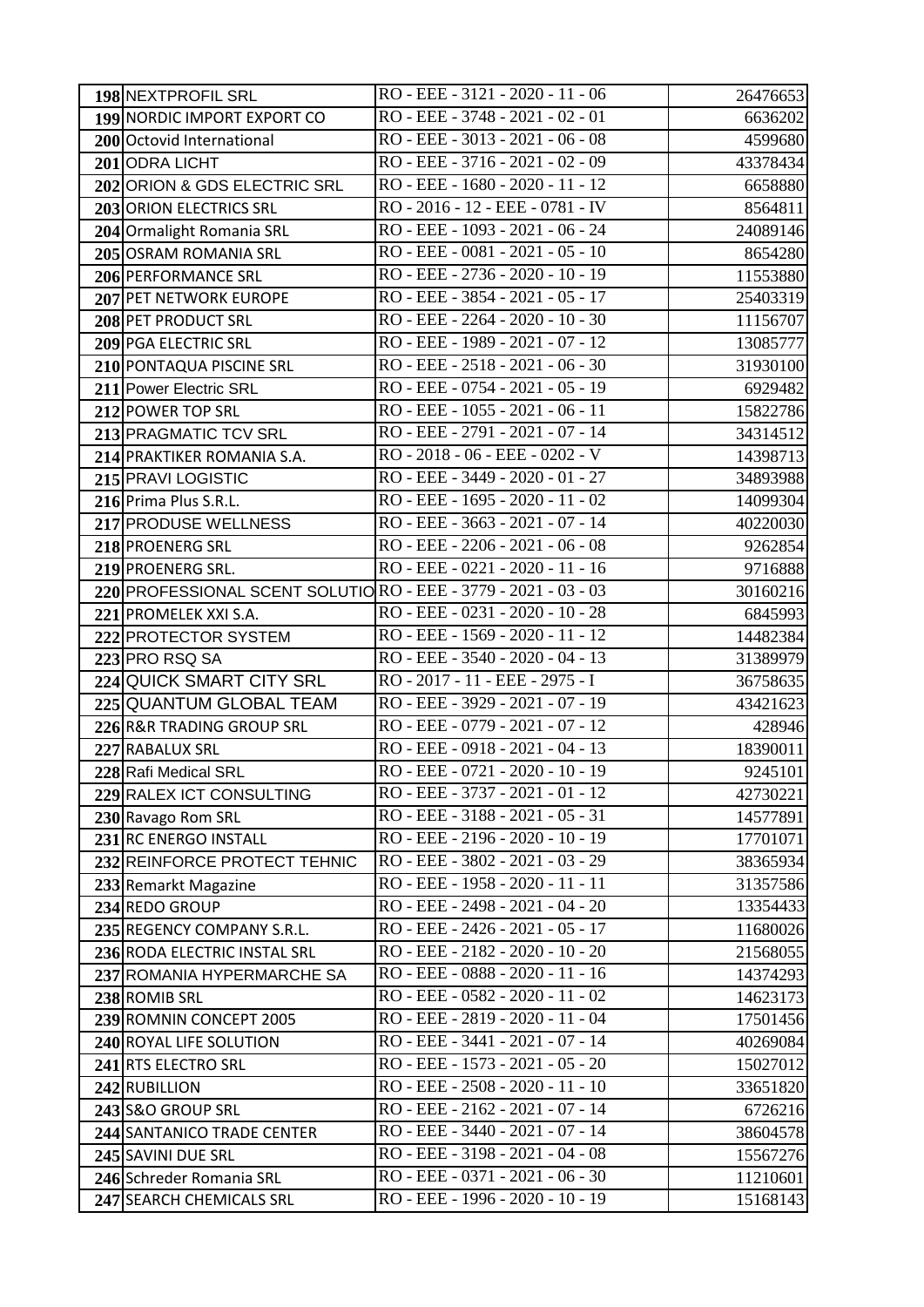| | | | |
|---|---|---|---|
| **198** | NEXTPROFIL SRL | RO - EEE - 3121 - 2020 - 11 - 06 | 26476653 |
| **199** | NORDIC IMPORT EXPORT CO | RO - EEE - 3748 - 2021 - 02 - 01 | 6636202 |
| **200** | Octovid International | RO - EEE - 3013 - 2021 - 06 - 08 | 4599680 |
| **201** | ODRA LICHT | RO - EEE - 3716 - 2021 - 02 - 09 | 43378434 |
| **202** | ORION & GDS ELECTRIC SRL | RO - EEE - 1680 - 2020 - 11 - 12 | 6658880 |
| **203** | ORION ELECTRICS SRL | RO - 2016 - 12 - EEE - 0781 - IV | 8564811 |
| **204** | Ormalight Romania SRL | RO - EEE - 1093 - 2021 - 06 - 24 | 24089146 |
| **205** | OSRAM ROMANIA SRL | RO - EEE - 0081 - 2021 - 05 - 10 | 8654280 |
| **206** | PERFORMANCE SRL | RO - EEE - 2736 - 2020 - 10 - 19 | 11553880 |
| **207** | PET NETWORK EUROPE | RO - EEE - 3854 - 2021 - 05 - 17 | 25403319 |
| **208** | PET PRODUCT SRL | RO - EEE - 2264 - 2020 - 10 - 30 | 11156707 |
| **209** | PGA ELECTRIC SRL | RO - EEE - 1989 - 2021 - 07 - 12 | 13085777 |
| **210** | PONTAQUA PISCINE SRL | RO - EEE - 2518 - 2021 - 06 - 30 | 31930100 |
| **211** | Power Electric SRL | RO - EEE - 0754 - 2021 - 05 - 19 | 6929482 |
| **212** | POWER TOP SRL | RO - EEE - 1055 - 2021 - 06 - 11 | 15822786 |
| **213** | PRAGMATIC TCV SRL | RO - EEE - 2791 - 2021 - 07 - 14 | 34314512 |
| **214** | PRAKTIKER ROMANIA S.A. | RO - 2018 - 06 - EEE - 0202 - V | 14398713 |
| **215** | PRAVI LOGISTIC | RO - EEE - 3449 - 2020 - 01 - 27 | 34893988 |
| **216** | Prima Plus S.R.L. | RO - EEE - 1695 - 2020 - 11 - 02 | 14099304 |
| **217** | PRODUSE WELLNESS | RO - EEE - 3663 - 2021 - 07 - 14 | 40220030 |
| **218** | PROENERG SRL | RO - EEE - 2206 - 2021 - 06 - 08 | 9262854 |
| **219** | PROENERG SRL. | RO - EEE - 0221 - 2020 - 11 - 16 | 9716888 |
| **220** | PROFESSIONAL SCENT SOLUTIO | RO - EEE - 3779 - 2021 - 03 - 03 | 30160216 |
| **221** | PROMELEK XXI S.A. | RO - EEE - 0231 - 2020 - 10 - 28 | 6845993 |
| **222** | PROTECTOR SYSTEM | RO - EEE - 1569 - 2020 - 11 - 12 | 14482384 |
| **223** | PRO RSQ SA | RO - EEE - 3540 - 2020 - 04 - 13 | 31389979 |
| **224** | QUICK SMART CITY SRL | RO - 2017 - 11 - EEE - 2975 - I | 36758635 |
| **225** | QUANTUM GLOBAL TEAM | RO - EEE - 3929 - 2021 - 07 - 19 | 43421623 |
| **226** | R&R TRADING GROUP SRL | RO - EEE - 0779 - 2021 - 07 - 12 | 428946 |
| **227** | RABALUX SRL | RO - EEE - 0918 - 2021 - 04 - 13 | 18390011 |
| **228** | Rafi Medical SRL | RO - EEE - 0721 - 2020 - 10 - 19 | 9245101 |
| **229** | RALEX ICT CONSULTING | RO - EEE - 3737 - 2021 - 01 - 12 | 42730221 |
| **230** | Ravago Rom SRL | RO - EEE - 3188 - 2021 - 05 - 31 | 14577891 |
| **231** | RC ENERGO INSTALL | RO - EEE - 2196 - 2020 - 10 - 19 | 17701071 |
| **232** | REINFORCE PROTECT TEHNIC | RO - EEE - 3802 - 2021 - 03 - 29 | 38365934 |
| **233** | Remarkt Magazine | RO - EEE - 1958 - 2020 - 11 - 11 | 31357586 |
| **234** | REDO GROUP | RO - EEE - 2498 - 2021 - 04 - 20 | 13354433 |
| **235** | REGENCY COMPANY S.R.L. | RO - EEE - 2426 - 2021 - 05 - 17 | 11680026 |
| **236** | RODA ELECTRIC INSTAL SRL | RO - EEE - 2182 - 2020 - 10 - 20 | 21568055 |
| **237** | ROMANIA HYPERMARCHE SA | RO - EEE - 0888 - 2020 - 11 - 16 | 14374293 |
| **238** | ROMIB SRL | RO - EEE - 0582 - 2020 - 11 - 02 | 14623173 |
| **239** | ROMNIN CONCEPT 2005 | RO - EEE - 2819 - 2020 - 11 - 04 | 17501456 |
| **240** | ROYAL LIFE SOLUTION | RO - EEE - 3441 - 2021 - 07 - 14 | 40269084 |
| **241** | RTS ELECTRO SRL | RO - EEE - 1573 - 2021 - 05 - 20 | 15027012 |
| **242** | RUBILLION | RO - EEE - 2508 - 2020 - 11 - 10 | 33651820 |
| **243** | S&O GROUP SRL | RO - EEE - 2162 - 2021 - 07 - 14 | 6726216 |
| **244** | SANTANICO TRADE CENTER | RO - EEE - 3440 - 2021 - 07 - 14 | 38604578 |
| **245** | SAVINI DUE SRL | RO - EEE - 3198 - 2021 - 04 - 08 | 15567276 |
| **246** | Schreder Romania SRL | RO - EEE - 0371 - 2021 - 06 - 30 | 11210601 |
| **247** | SEARCH CHEMICALS SRL | RO - EEE - 1996 - 2020 - 10 - 19 | 15168143 |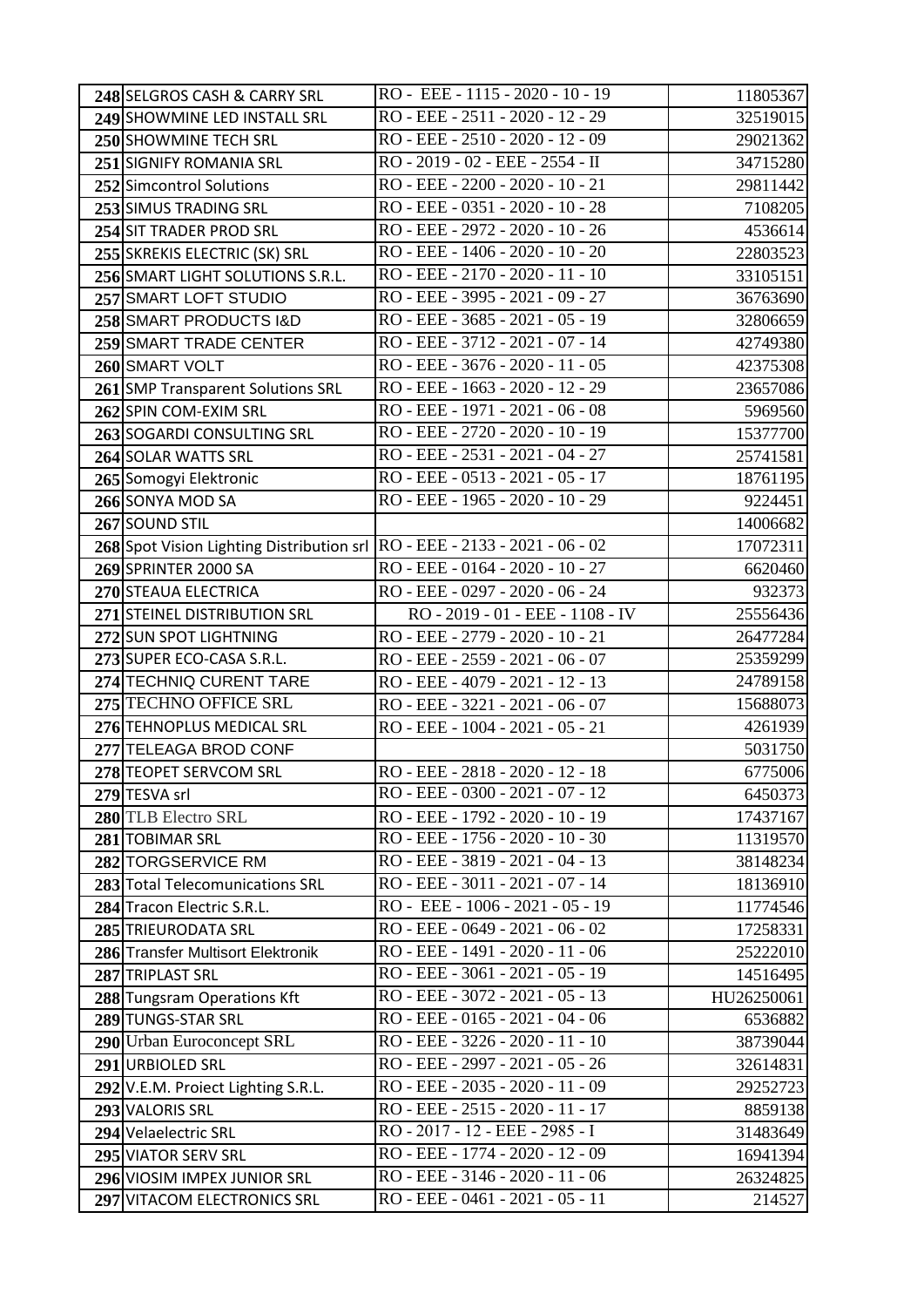| | | | |
|---|---|---|---|
| 248 | SELGROS CASH & CARRY SRL | RO - EEE - 1115 - 2020 - 10 - 19 | 11805367 |
| 249 | SHOWMINE LED INSTALL SRL | RO - EEE - 2511 - 2020 - 12 - 29 | 32519015 |
| 250 | SHOWMINE TECH SRL | RO - EEE - 2510 - 2020 - 12 - 09 | 29021362 |
| 251 | SIGNIFY ROMANIA SRL | RO - 2019 - 02 - EEE - 2554 - II | 34715280 |
| 252 | Simcontrol Solutions | RO - EEE - 2200 - 2020 - 10 - 21 | 29811442 |
| 253 | SIMUS TRADING SRL | RO - EEE - 0351 - 2020 - 10 - 28 | 7108205 |
| 254 | SIT TRADER PROD SRL | RO - EEE - 2972 - 2020 - 10 - 26 | 4536614 |
| 255 | SKREKIS ELECTRIC (SK) SRL | RO - EEE - 1406 - 2020 - 10 - 20 | 22803523 |
| 256 | SMART LIGHT SOLUTIONS S.R.L. | RO - EEE - 2170 - 2020 - 11 - 10 | 33105151 |
| 257 | SMART LOFT STUDIO | RO - EEE - 3995 - 2021 - 09 - 27 | 36763690 |
| 258 | SMART PRODUCTS I&D | RO - EEE - 3685 - 2021 - 05 - 19 | 32806659 |
| 259 | SMART TRADE CENTER | RO - EEE - 3712 - 2021 - 07 - 14 | 42749380 |
| 260 | SMART VOLT | RO - EEE - 3676 - 2020 - 11 - 05 | 42375308 |
| 261 | SMP Transparent Solutions SRL | RO - EEE - 1663 - 2020 - 12 - 29 | 23657086 |
| 262 | SPIN COM-EXIM SRL | RO - EEE - 1971 - 2021 - 06 - 08 | 5969560 |
| 263 | SOGARDI CONSULTING SRL | RO - EEE - 2720 - 2020 - 10 - 19 | 15377700 |
| 264 | SOLAR WATTS SRL | RO - EEE - 2531 - 2021 - 04 - 27 | 25741581 |
| 265 | Somogyi Elektronic | RO - EEE - 0513 - 2021 - 05 - 17 | 18761195 |
| 266 | SONYA MOD SA | RO - EEE - 1965 - 2020 - 10 - 29 | 9224451 |
| 267 | SOUND STIL | | 14006682 |
| 268 | Spot Vision Lighting Distribution srl | RO - EEE - 2133 - 2021 - 06 - 02 | 17072311 |
| 269 | SPRINTER 2000 SA | RO - EEE - 0164 - 2020 - 10 - 27 | 6620460 |
| 270 | STEAUA ELECTRICA | RO - EEE - 0297 - 2020 - 06 - 24 | 932373 |
| 271 | STEINEL DISTRIBUTION SRL | RO - 2019 - 01 - EEE - 1108 - IV | 25556436 |
| 272 | SUN SPOT LIGHTNING | RO - EEE - 2779 - 2020 - 10 - 21 | 26477284 |
| 273 | SUPER ECO-CASA S.R.L. | RO - EEE - 2559 - 2021 - 06 - 07 | 25359299 |
| 274 | TECHNIQ CURENT TARE | RO - EEE - 4079 - 2021 - 12 - 13 | 24789158 |
| 275 | TECHNO OFFICE SRL | RO - EEE - 3221 - 2021 - 06 - 07 | 15688073 |
| 276 | TEHNOPLUS MEDICAL SRL | RO - EEE - 1004 - 2021 - 05 - 21 | 4261939 |
| 277 | TELEAGA BROD CONF | | 5031750 |
| 278 | TEOPET SERVCOM SRL | RO - EEE - 2818 - 2020 - 12 - 18 | 6775006 |
| 279 | TESVA srl | RO - EEE - 0300 - 2021 - 07 - 12 | 6450373 |
| 280 | TLB Electro SRL | RO - EEE - 1792 - 2020 - 10 - 19 | 17437167 |
| 281 | TOBIMAR SRL | RO - EEE - 1756 - 2020 - 10 - 30 | 11319570 |
| 282 | TORGSERVICE RM | RO - EEE - 3819 - 2021 - 04 - 13 | 38148234 |
| 283 | Total Telecomunications SRL | RO - EEE - 3011 - 2021 - 07 - 14 | 18136910 |
| 284 | Tracon Electric S.R.L. | RO - EEE - 1006 - 2021 - 05 - 19 | 11774546 |
| 285 | TRIEURODATA SRL | RO - EEE - 0649 - 2021 - 06 - 02 | 17258331 |
| 286 | Transfer Multisort Elektronik | RO - EEE - 1491 - 2020 - 11 - 06 | 25222010 |
| 287 | TRIPLAST SRL | RO - EEE - 3061 - 2021 - 05 - 19 | 14516495 |
| 288 | Tungsram Operations Kft | RO - EEE - 3072 - 2021 - 05 - 13 | HU26250061 |
| 289 | TUNGS-STAR SRL | RO - EEE - 0165 - 2021 - 04 - 06 | 6536882 |
| 290 | Urban Euroconcept SRL | RO - EEE - 3226 - 2020 - 11 - 10 | 38739044 |
| 291 | URBIOLED SRL | RO - EEE - 2997 - 2021 - 05 - 26 | 32614831 |
| 292 | V.E.M. Proiect Lighting S.R.L. | RO - EEE - 2035 - 2020 - 11 - 09 | 29252723 |
| 293 | VALORIS SRL | RO - EEE - 2515 - 2020 - 11 - 17 | 8859138 |
| 294 | Velaelectric SRL | RO - 2017 - 12 - EEE - 2985 - I | 31483649 |
| 295 | VIATOR SERV SRL | RO - EEE - 1774 - 2020 - 12 - 09 | 16941394 |
| 296 | VIOSIM IMPEX JUNIOR SRL | RO - EEE - 3146 - 2020 - 11 - 06 | 26324825 |
| 297 | VITACOM ELECTRONICS SRL | RO - EEE - 0461 - 2021 - 05 - 11 | 214527 |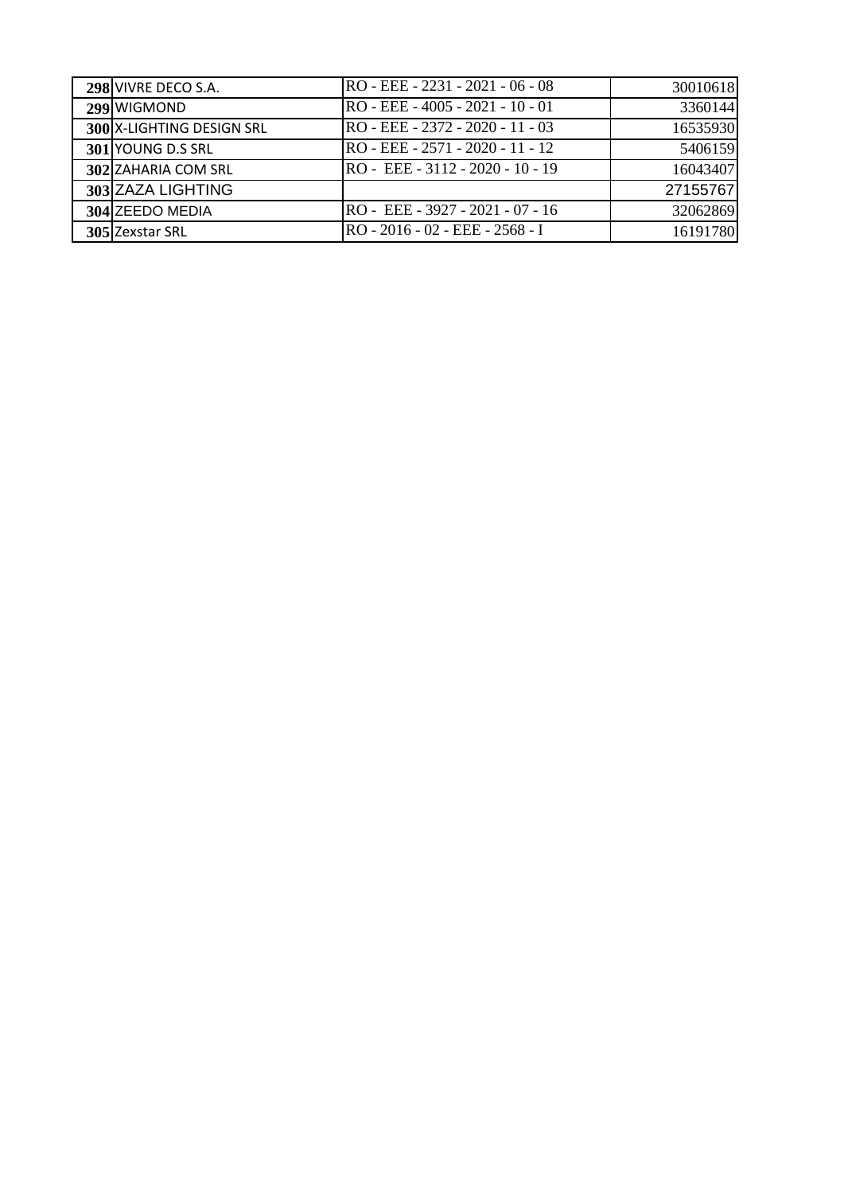| | | | |
|---|---|---|---|
| **298** | VIVRE DECO S.A. | RO - EEE - 2231 - 2021 - 06 - 08 | 30010618 |
| **299** | WIGMOND | RO - EEE - 4005 - 2021 - 10 - 01 | 3360144 |
| **300** | X-LIGHTING DESIGN SRL | RO - EEE - 2372 - 2020 - 11 - 03 | 16535930 |
| **301** | YOUNG D.S SRL | RO - EEE - 2571 - 2020 - 11 - 12 | 5406159 |
| **302** | ZAHARIA COM SRL | RO - EEE - 3112 - 2020 - 10 - 19 | 16043407 |
| **303** | ZAZA LIGHTING | | 27155767 |
| **304** | ZEEDO MEDIA | RO - EEE - 3927 - 2021 - 07 - 16 | 32062869 |
| **305** | Zexstar SRL | RO - 2016 - 02 - EEE - 2568 - I | 16191780 |